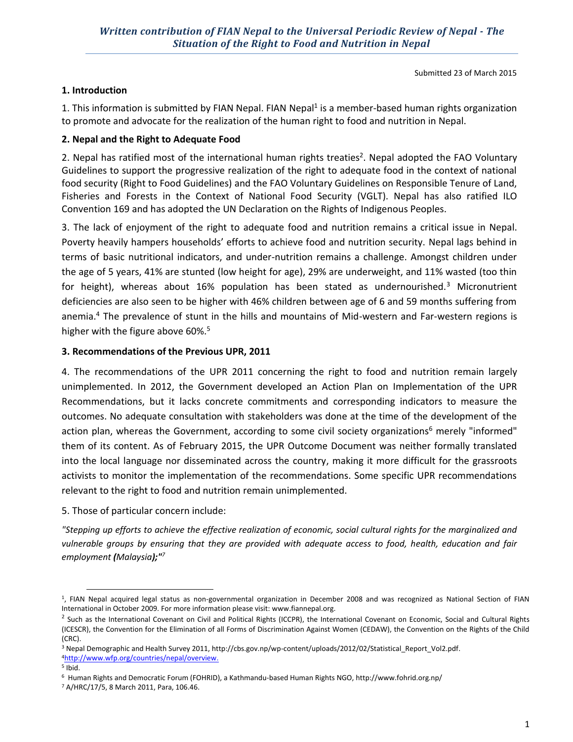# Written contribution of FIAN Nepal to the Universal Periodic Review of Nepal - The Situation of the Right to Food and Nutrition in Nepal

Submitted 23 of March 2015

## 1. Introduction

1. This information is submitted by FIAN Nepal. FIAN Nepal[1] is a member-based human rights organization to promote and advocate for the realization of the human right to food and nutrition in Nepal.

## 2. Nepal and the Right to Adequate Food

2. Nepal has ratified most of the international human rights treaties[2]. Nepal adopted the FAO Voluntary Guidelines to support the progressive realization of the right to adequate food in the context of national food security (Right to Food Guidelines) and the FAO Voluntary Guidelines on Responsible Tenure of Land, Fisheries and Forests in the Context of National Food Security (VGLT). Nepal has also ratified ILO Convention 169 and has adopted the UN Declaration on the Rights of Indigenous Peoples.

3. The lack of enjoyment of the right to adequate food and nutrition remains a critical issue in Nepal. Poverty heavily hampers households' efforts to achieve food and nutrition security. Nepal lags behind in terms of basic nutritional indicators, and under-nutrition remains a challenge. Amongst children under the age of 5 years, 41% are stunted (low height for age), 29% are underweight, and 11% wasted (too thin for height), whereas about 16% population has been stated as undernourished.[3] Micronutrient deficiencies are also seen to be higher with 46% children between age of 6 and 59 months suffering from anemia.[4] The prevalence of stunt in the hills and mountains of Mid-western and Far-western regions is higher with the figure above 60%.[5]

## 3. Recommendations of the Previous UPR, 2011

4. The recommendations of the UPR 2011 concerning the right to food and nutrition remain largely unimplemented. In 2012, the Government developed an Action Plan on Implementation of the UPR Recommendations, but it lacks concrete commitments and corresponding indicators to measure the outcomes. No adequate consultation with stakeholders was done at the time of the development of the action plan, whereas the Government, according to some civil society organizations[6] merely "informed" them of its content. As of February 2015, the UPR Outcome Document was neither formally translated into the local language nor disseminated across the country, making it more difficult for the grassroots activists to monitor the implementation of the recommendations. Some specific UPR recommendations relevant to the right to food and nutrition remain unimplemented.

5. Those of particular concern include:

*"Stepping up efforts to achieve the effective realization of economic, social cultural rights for the marginalized and vulnerable groups by ensuring that they are provided with adequate access to food, health, education and fair employment **(**Malaysia**);"**[7]*

---

[1], FIAN Nepal acquired legal status as non-governmental organization in December 2008 and was recognized as National Section of FIAN International in October 2009. For more information please visit: www.fiannepal.org.

[2] Such as the International Covenant on Civil and Political Rights (ICCPR), the International Covenant on Economic, Social and Cultural Rights (ICESCR), the Convention for the Elimination of all Forms of Discrimination Against Women (CEDAW), the Convention on the Rights of the Child (CRC).

[3] Nepal Demographic and Health Survey 2011, http://cbs.gov.np/wp-content/uploads/2012/02/Statistical_Report_Vol2.pdf.

[4] http://www.wfp.org/countries/nepal/overview.

[5] Ibid.

[6] Human Rights and Democratic Forum (FOHRID), a Kathmandu-based Human Rights NGO, http://www.fohrid.org.np/

[7] A/HRC/17/5, 8 March 2011, Para, 106.46.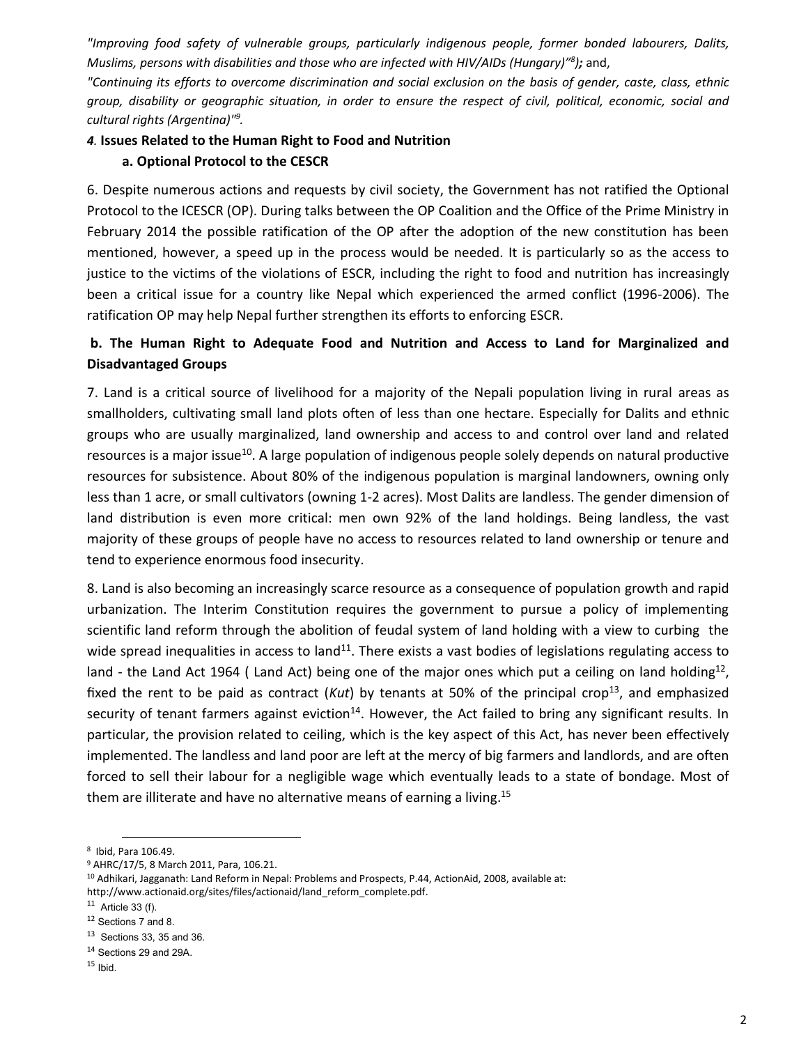*"Improving food safety of vulnerable groups, particularly indigenous people, former bonded labourers, Dalits, Muslims, persons with disabilities and those who are infected with HIV/AIDs (Hungary)"[8]);* and,

*"Continuing its efforts to overcome discrimination and social exclusion on the basis of gender, caste, class, ethnic group, disability or geographic situation, in order to ensure the respect of civil, political, economic, social and cultural rights (Argentina)"[9].*

### *4.* Issues Related to the Human Right to Food and Nutrition

#### a. Optional Protocol to the CESCR

6. Despite numerous actions and requests by civil society, the Government has not ratified the Optional Protocol to the ICESCR (OP). During talks between the OP Coalition and the Office of the Prime Ministry in February 2014 the possible ratification of the OP after the adoption of the new constitution has been mentioned, however, a speed up in the process would be needed. It is particularly so as the access to justice to the victims of the violations of ESCR, including the right to food and nutrition has increasingly been a critical issue for a country like Nepal which experienced the armed conflict (1996-2006). The ratification OP may help Nepal further strengthen its efforts to enforcing ESCR.

#### b. The Human Right to Adequate Food and Nutrition and Access to Land for Marginalized and Disadvantaged Groups

7. Land is a critical source of livelihood for a majority of the Nepali population living in rural areas as smallholders, cultivating small land plots often of less than one hectare. Especially for Dalits and ethnic groups who are usually marginalized, land ownership and access to and control over land and related resources is a major issue[10]. A large population of indigenous people solely depends on natural productive resources for subsistence. About 80% of the indigenous population is marginal landowners, owning only less than 1 acre, or small cultivators (owning 1-2 acres). Most Dalits are landless. The gender dimension of land distribution is even more critical: men own 92% of the land holdings. Being landless, the vast majority of these groups of people have no access to resources related to land ownership or tenure and tend to experience enormous food insecurity.

8. Land is also becoming an increasingly scarce resource as a consequence of population growth and rapid urbanization. The Interim Constitution requires the government to pursue a policy of implementing scientific land reform through the abolition of feudal system of land holding with a view to curbing the wide spread inequalities in access to land[11]. There exists a vast bodies of legislations regulating access to land - the Land Act 1964 ( Land Act) being one of the major ones which put a ceiling on land holding[12], fixed the rent to be paid as contract (*Kut*) by tenants at 50% of the principal crop[13], and emphasized security of tenant farmers against eviction[14]. However, the Act failed to bring any significant results. In particular, the provision related to ceiling, which is the key aspect of this Act, has never been effectively implemented. The landless and land poor are left at the mercy of big farmers and landlords, and are often forced to sell their labour for a negligible wage which eventually leads to a state of bondage. Most of them are illiterate and have no alternative means of earning a living.[15]

---

[8] Ibid, Para 106.49.

[9] AHRC/17/5, 8 March 2011, Para, 106.21.

[10] Adhikari, Jagganath: Land Reform in Nepal: Problems and Prospects, P.44, ActionAid, 2008, available at: http://www.actionaid.org/sites/files/actionaid/land_reform_complete.pdf.

[11] Article 33 (f).

[12] Sections 7 and 8.

[13] Sections 33, 35 and 36.

[14] Sections 29 and 29A.

[15] Ibid.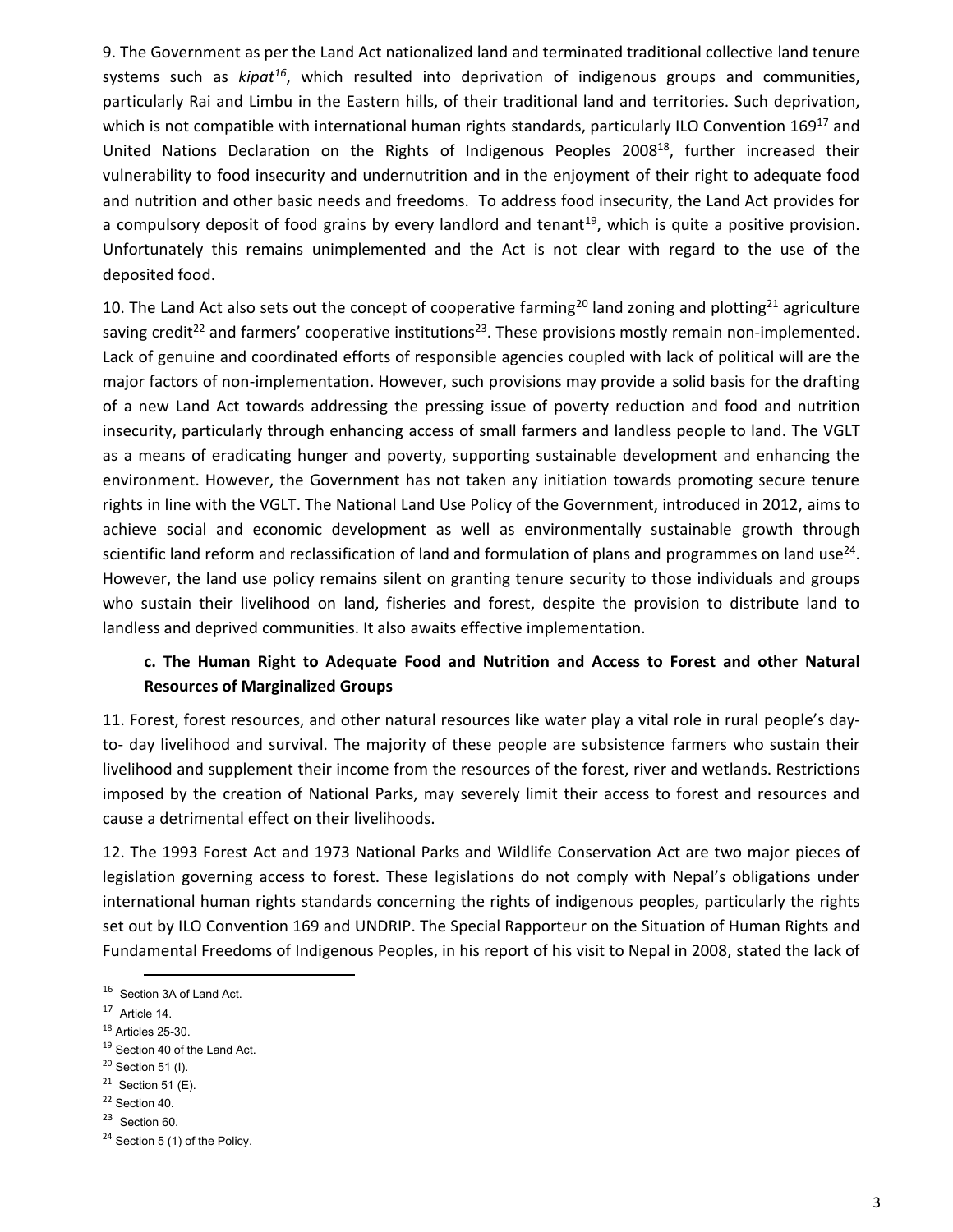9. The Government as per the Land Act nationalized land and terminated traditional collective land tenure systems such as *kipat*[16], which resulted into deprivation of indigenous groups and communities, particularly Rai and Limbu in the Eastern hills, of their traditional land and territories. Such deprivation, which is not compatible with international human rights standards, particularly ILO Convention 169[17] and United Nations Declaration on the Rights of Indigenous Peoples 2008[18], further increased their vulnerability to food insecurity and undernutrition and in the enjoyment of their right to adequate food and nutrition and other basic needs and freedoms. To address food insecurity, the Land Act provides for a compulsory deposit of food grains by every landlord and tenant[19], which is quite a positive provision. Unfortunately this remains unimplemented and the Act is not clear with regard to the use of the deposited food.

10. The Land Act also sets out the concept of cooperative farming[20] land zoning and plotting[21] agriculture saving credit[22] and farmers' cooperative institutions[23]. These provisions mostly remain non-implemented. Lack of genuine and coordinated efforts of responsible agencies coupled with lack of political will are the major factors of non-implementation. However, such provisions may provide a solid basis for the drafting of a new Land Act towards addressing the pressing issue of poverty reduction and food and nutrition insecurity, particularly through enhancing access of small farmers and landless people to land. The VGLT as a means of eradicating hunger and poverty, supporting sustainable development and enhancing the environment. However, the Government has not taken any initiation towards promoting secure tenure rights in line with the VGLT. The National Land Use Policy of the Government, introduced in 2012, aims to achieve social and economic development as well as environmentally sustainable growth through scientific land reform and reclassification of land and formulation of plans and programmes on land use[24]. However, the land use policy remains silent on granting tenure security to those individuals and groups who sustain their livelihood on land, fisheries and forest, despite the provision to distribute land to landless and deprived communities. It also awaits effective implementation.

### c. The Human Right to Adequate Food and Nutrition and Access to Forest and other Natural Resources of Marginalized Groups

11. Forest, forest resources, and other natural resources like water play a vital role in rural people's day-to- day livelihood and survival. The majority of these people are subsistence farmers who sustain their livelihood and supplement their income from the resources of the forest, river and wetlands. Restrictions imposed by the creation of National Parks, may severely limit their access to forest and resources and cause a detrimental effect on their livelihoods.

12. The 1993 Forest Act and 1973 National Parks and Wildlife Conservation Act are two major pieces of legislation governing access to forest. These legislations do not comply with Nepal's obligations under international human rights standards concerning the rights of indigenous peoples, particularly the rights set out by ILO Convention 169 and UNDRIP. The Special Rapporteur on the Situation of Human Rights and Fundamental Freedoms of Indigenous Peoples, in his report of his visit to Nepal in 2008, stated the lack of

---

[16] Section 3A of Land Act.

[17] Article 14.

[18] Articles 25-30.

[19] Section 40 of the Land Act.

[20] Section 51 (I).

[21] Section 51 (E).

[22] Section 40.

[23] Section 60.

[24] Section 5 (1) of the Policy.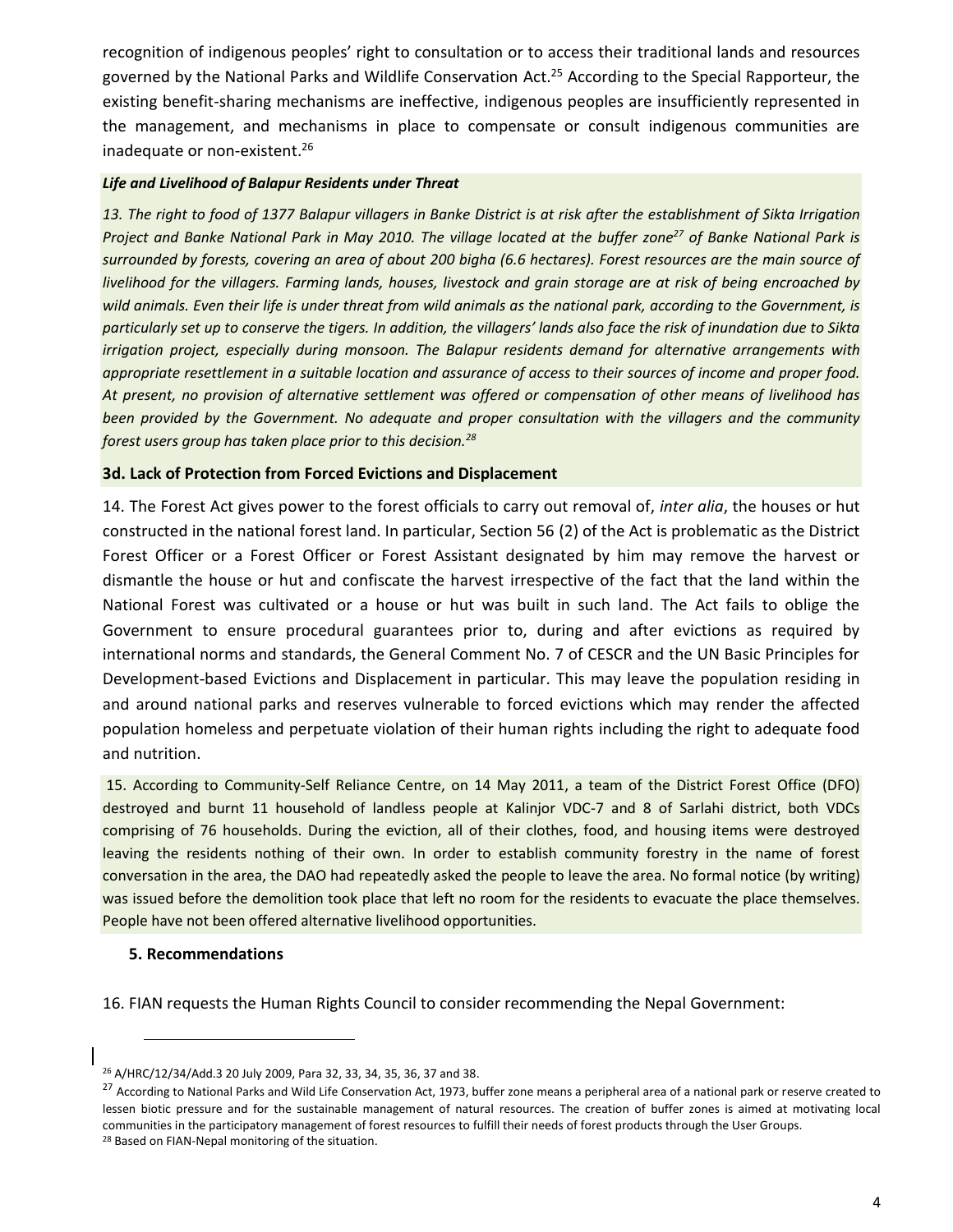recognition of indigenous peoples' right to consultation or to access their traditional lands and resources governed by the National Parks and Wildlife Conservation Act.[25] According to the Special Rapporteur, the existing benefit-sharing mechanisms are ineffective, indigenous peoples are insufficiently represented in the management, and mechanisms in place to compensate or consult indigenous communities are inadequate or non-existent.[26]

***Life and Livelihood of Balapur Residents under Threat***

*13. The right to food of 1377 Balapur villagers in Banke District is at risk after the establishment of Sikta Irrigation Project and Banke National Park in May 2010. The village located at the buffer zone[27] of Banke National Park is surrounded by forests, covering an area of about 200 bigha (6.6 hectares). Forest resources are the main source of livelihood for the villagers. Farming lands, houses, livestock and grain storage are at risk of being encroached by wild animals. Even their life is under threat from wild animals as the national park, according to the Government, is particularly set up to conserve the tigers. In addition, the villagers' lands also face the risk of inundation due to Sikta irrigation project, especially during monsoon. The Balapur residents demand for alternative arrangements with appropriate resettlement in a suitable location and assurance of access to their sources of income and proper food. At present, no provision of alternative settlement was offered or compensation of other means of livelihood has been provided by the Government. No adequate and proper consultation with the villagers and the community forest users group has taken place prior to this decision.[28]*

### 3d. Lack of Protection from Forced Evictions and Displacement

14. The Forest Act gives power to the forest officials to carry out removal of, *inter alia*, the houses or hut constructed in the national forest land. In particular, Section 56 (2) of the Act is problematic as the District Forest Officer or a Forest Officer or Forest Assistant designated by him may remove the harvest or dismantle the house or hut and confiscate the harvest irrespective of the fact that the land within the National Forest was cultivated or a house or hut was built in such land. The Act fails to oblige the Government to ensure procedural guarantees prior to, during and after evictions as required by international norms and standards, the General Comment No. 7 of CESCR and the UN Basic Principles for Development-based Evictions and Displacement in particular. This may leave the population residing in and around national parks and reserves vulnerable to forced evictions which may render the affected population homeless and perpetuate violation of their human rights including the right to adequate food and nutrition.

15. According to Community-Self Reliance Centre, on 14 May 2011, a team of the District Forest Office (DFO) destroyed and burnt 11 household of landless people at Kalinjor VDC-7 and 8 of Sarlahi district, both VDCs comprising of 76 households. During the eviction, all of their clothes, food, and housing items were destroyed leaving the residents nothing of their own. In order to establish community forestry in the name of forest conversation in the area, the DAO had repeatedly asked the people to leave the area. No formal notice (by writing) was issued before the demolition took place that left no room for the residents to evacuate the place themselves. People have not been offered alternative livelihood opportunities.

## 5. Recommendations

16. FIAN requests the Human Rights Council to consider recommending the Nepal Government:

---

[26] A/HRC/12/34/Add.3 20 July 2009, Para 32, 33, 34, 35, 36, 37 and 38.

[27] According to National Parks and Wild Life Conservation Act, 1973, buffer zone means a peripheral area of a national park or reserve created to lessen biotic pressure and for the sustainable management of natural resources. The creation of buffer zones is aimed at motivating local communities in the participatory management of forest resources to fulfill their needs of forest products through the User Groups.

[28] Based on FIAN-Nepal monitoring of the situation.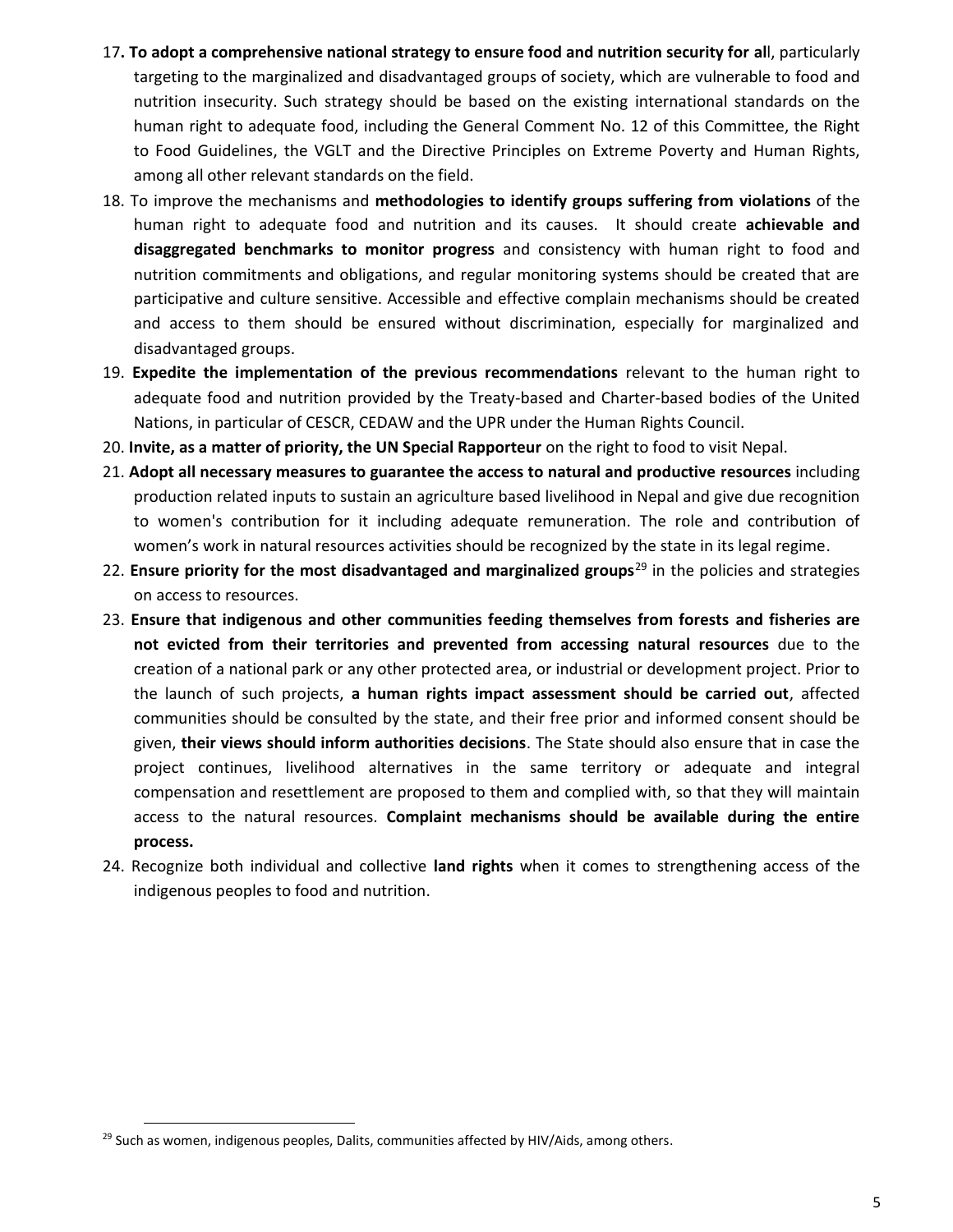17. **To adopt a comprehensive national strategy to ensure food and nutrition security for al**l, particularly targeting to the marginalized and disadvantaged groups of society, which are vulnerable to food and nutrition insecurity. Such strategy should be based on the existing international standards on the human right to adequate food, including the General Comment No. 12 of this Committee, the Right to Food Guidelines, the VGLT and the Directive Principles on Extreme Poverty and Human Rights, among all other relevant standards on the field.
18. To improve the mechanisms and **methodologies to identify groups suffering from violations** of the human right to adequate food and nutrition and its causes. It should create **achievable and disaggregated benchmarks to monitor progress** and consistency with human right to food and nutrition commitments and obligations, and regular monitoring systems should be created that are participative and culture sensitive. Accessible and effective complain mechanisms should be created and access to them should be ensured without discrimination, especially for marginalized and disadvantaged groups.
19. **Expedite the implementation of the previous recommendations** relevant to the human right to adequate food and nutrition provided by the Treaty-based and Charter-based bodies of the United Nations, in particular of CESCR, CEDAW and the UPR under the Human Rights Council.
20. **Invite, as a matter of priority, the UN Special Rapporteur** on the right to food to visit Nepal.
21. **Adopt all necessary measures to guarantee the access to natural and productive resources** including production related inputs to sustain an agriculture based livelihood in Nepal and give due recognition to women's contribution for it including adequate remuneration. The role and contribution of women's work in natural resources activities should be recognized by the state in its legal regime.
22. **Ensure priority for the most disadvantaged and marginalized groups**[29] in the policies and strategies on access to resources.
23. **Ensure that indigenous and other communities feeding themselves from forests and fisheries are not evicted from their territories and prevented from accessing natural resources** due to the creation of a national park or any other protected area, or industrial or development project. Prior to the launch of such projects, **a human rights impact assessment should be carried out**, affected communities should be consulted by the state, and their free prior and informed consent should be given, **their views should inform authorities decisions**. The State should also ensure that in case the project continues, livelihood alternatives in the same territory or adequate and integral compensation and resettlement are proposed to them and complied with, so that they will maintain access to the natural resources. **Complaint mechanisms should be available during the entire process.**
24. Recognize both individual and collective **land rights** when it comes to strengthening access of the indigenous peoples to food and nutrition.

[29] Such as women, indigenous peoples, Dalits, communities affected by HIV/Aids, among others.